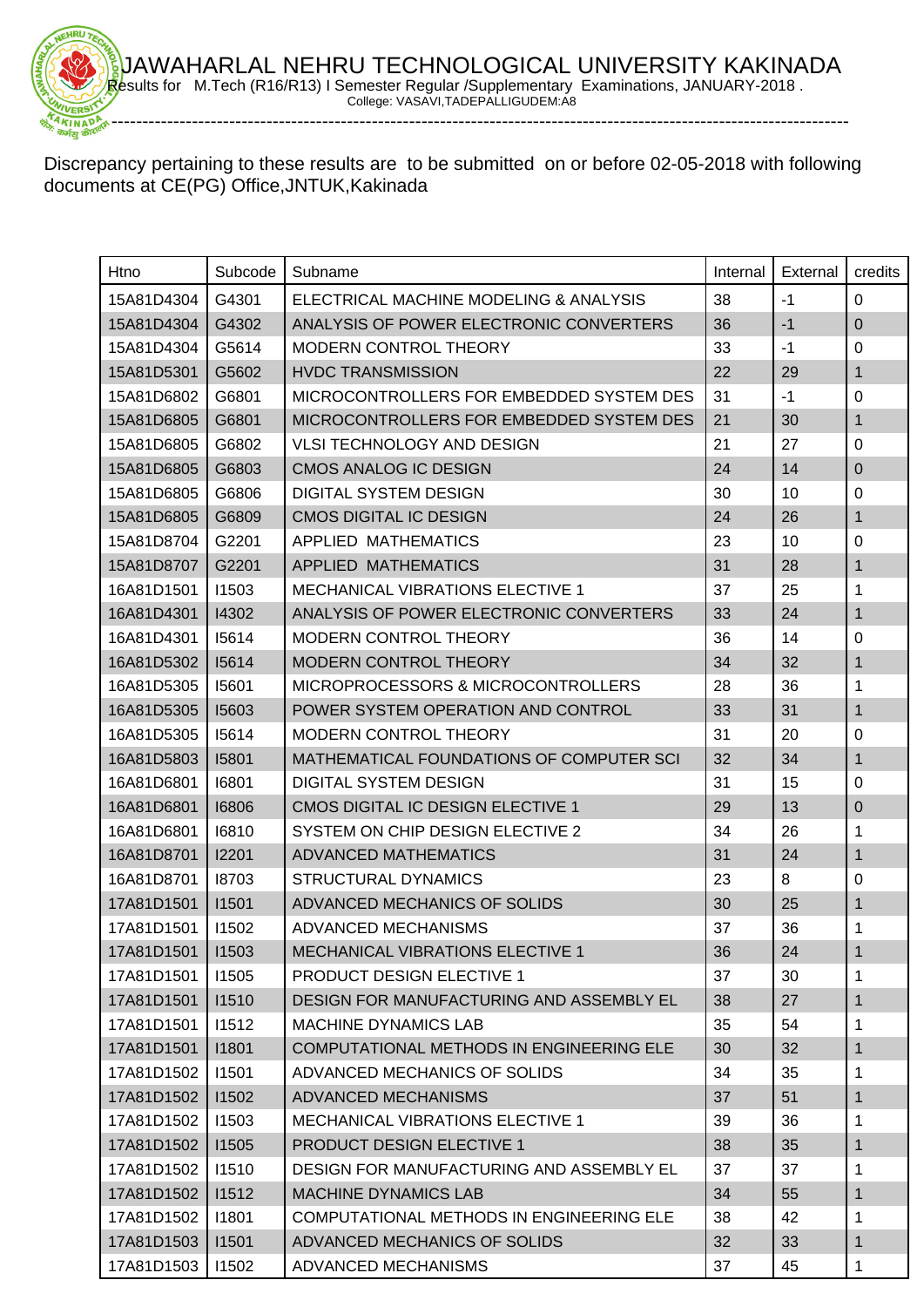# JAWAHARLAL NEHRU TECHNOLOGICAL UNIVERSITY KAKINADA

Results for M.Tech (R16/R13) I Semester Regular /Supplementary Examinations, JANUARY-2018 .

College: VASAVI,TADEPALLIGUDEM:A8

Discrepancy pertaining to these results are to be submitted on or before 02-05-2018 with following documents at CE(PG) Office,JNTUK,Kakinada

| Htno | Subcode | Subname | Internal | External | credits |
|---|---|---|---|---|---|
| 15A81D4304 | G4301 | ELECTRICAL MACHINE MODELING & ANALYSIS | 38 | -1 | 0 |
| 15A81D4304 | G4302 | ANALYSIS OF POWER ELECTRONIC CONVERTERS | 36 | -1 | 0 |
| 15A81D4304 | G5614 | MODERN CONTROL THEORY | 33 | -1 | 0 |
| 15A81D5301 | G5602 | HVDC TRANSMISSION | 22 | 29 | 1 |
| 15A81D6802 | G6801 | MICROCONTROLLERS FOR EMBEDDED SYSTEM DES | 31 | -1 | 0 |
| 15A81D6805 | G6801 | MICROCONTROLLERS FOR EMBEDDED SYSTEM DES | 21 | 30 | 1 |
| 15A81D6805 | G6802 | VLSI TECHNOLOGY AND DESIGN | 21 | 27 | 0 |
| 15A81D6805 | G6803 | CMOS ANALOG IC DESIGN | 24 | 14 | 0 |
| 15A81D6805 | G6806 | DIGITAL SYSTEM DESIGN | 30 | 10 | 0 |
| 15A81D6805 | G6809 | CMOS DIGITAL IC DESIGN | 24 | 26 | 1 |
| 15A81D8704 | G2201 | APPLIED MATHEMATICS | 23 | 10 | 0 |
| 15A81D8707 | G2201 | APPLIED MATHEMATICS | 31 | 28 | 1 |
| 16A81D1501 | I1503 | MECHANICAL VIBRATIONS ELECTIVE 1 | 37 | 25 | 1 |
| 16A81D4301 | I4302 | ANALYSIS OF POWER ELECTRONIC CONVERTERS | 33 | 24 | 1 |
| 16A81D4301 | I5614 | MODERN CONTROL THEORY | 36 | 14 | 0 |
| 16A81D5302 | I5614 | MODERN CONTROL THEORY | 34 | 32 | 1 |
| 16A81D5305 | I5601 | MICROPROCESSORS & MICROCONTROLLERS | 28 | 36 | 1 |
| 16A81D5305 | I5603 | POWER SYSTEM OPERATION AND CONTROL | 33 | 31 | 1 |
| 16A81D5305 | I5614 | MODERN CONTROL THEORY | 31 | 20 | 0 |
| 16A81D5803 | I5801 | MATHEMATICAL FOUNDATIONS OF COMPUTER SCI | 32 | 34 | 1 |
| 16A81D6801 | I6801 | DIGITAL SYSTEM DESIGN | 31 | 15 | 0 |
| 16A81D6801 | I6806 | CMOS DIGITAL IC DESIGN ELECTIVE 1 | 29 | 13 | 0 |
| 16A81D6801 | I6810 | SYSTEM ON CHIP DESIGN ELECTIVE 2 | 34 | 26 | 1 |
| 16A81D8701 | I2201 | ADVANCED MATHEMATICS | 31 | 24 | 1 |
| 16A81D8701 | I8703 | STRUCTURAL DYNAMICS | 23 | 8 | 0 |
| 17A81D1501 | I1501 | ADVANCED MECHANICS OF SOLIDS | 30 | 25 | 1 |
| 17A81D1501 | I1502 | ADVANCED MECHANISMS | 37 | 36 | 1 |
| 17A81D1501 | I1503 | MECHANICAL VIBRATIONS ELECTIVE 1 | 36 | 24 | 1 |
| 17A81D1501 | I1505 | PRODUCT DESIGN ELECTIVE 1 | 37 | 30 | 1 |
| 17A81D1501 | I1510 | DESIGN FOR MANUFACTURING AND ASSEMBLY EL | 38 | 27 | 1 |
| 17A81D1501 | I1512 | MACHINE DYNAMICS LAB | 35 | 54 | 1 |
| 17A81D1501 | I1801 | COMPUTATIONAL METHODS IN ENGINEERING ELE | 30 | 32 | 1 |
| 17A81D1502 | I1501 | ADVANCED MECHANICS OF SOLIDS | 34 | 35 | 1 |
| 17A81D1502 | I1502 | ADVANCED MECHANISMS | 37 | 51 | 1 |
| 17A81D1502 | I1503 | MECHANICAL VIBRATIONS ELECTIVE 1 | 39 | 36 | 1 |
| 17A81D1502 | I1505 | PRODUCT DESIGN ELECTIVE 1 | 38 | 35 | 1 |
| 17A81D1502 | I1510 | DESIGN FOR MANUFACTURING AND ASSEMBLY EL | 37 | 37 | 1 |
| 17A81D1502 | I1512 | MACHINE DYNAMICS LAB | 34 | 55 | 1 |
| 17A81D1502 | I1801 | COMPUTATIONAL METHODS IN ENGINEERING ELE | 38 | 42 | 1 |
| 17A81D1503 | I1501 | ADVANCED MECHANICS OF SOLIDS | 32 | 33 | 1 |
| 17A81D1503 | I1502 | ADVANCED MECHANISMS | 37 | 45 | 1 |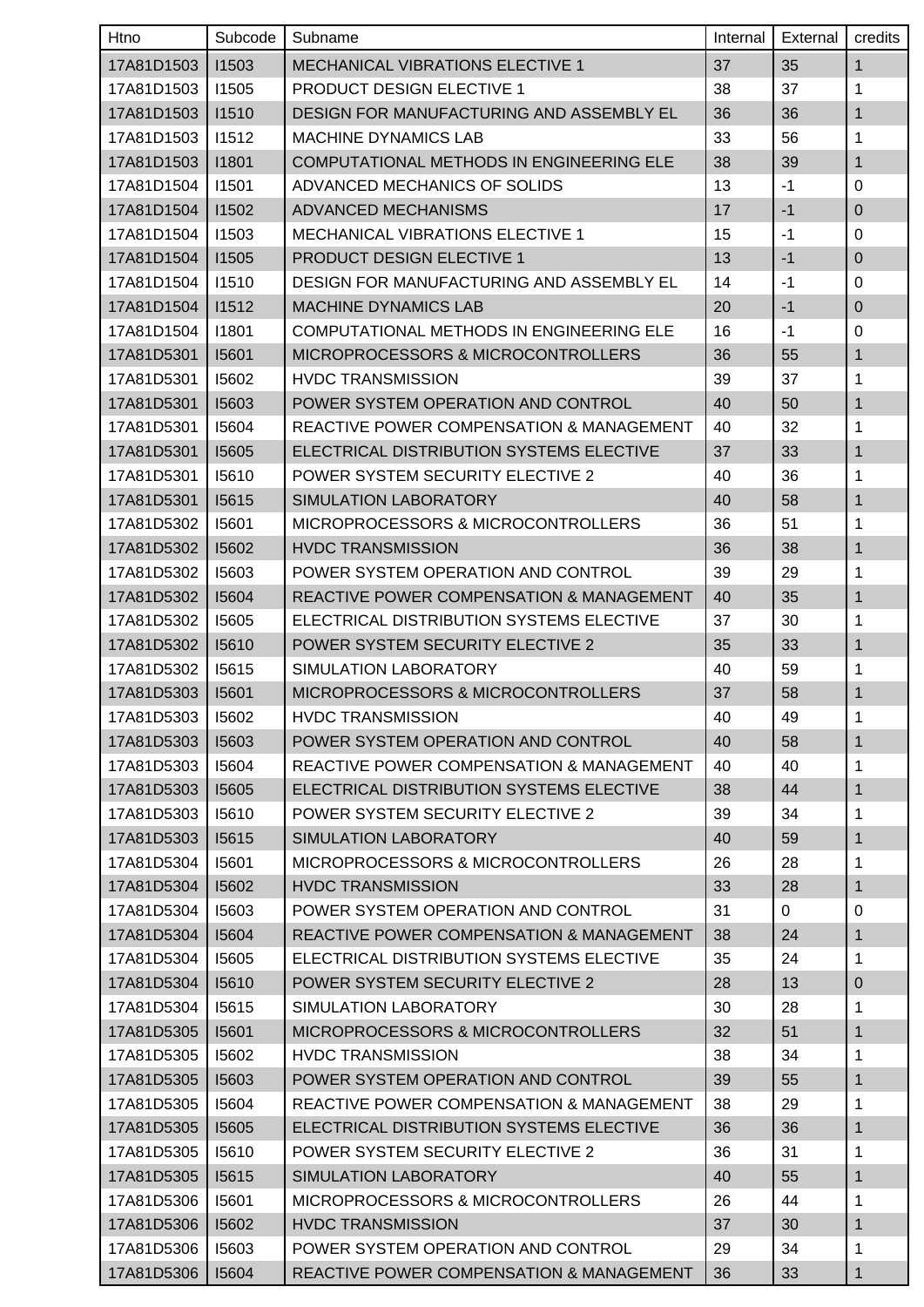| Htno | Subcode | Subname | Internal | External | credits |
|---|---|---|---|---|---|
| 17A81D1503 | I1503 | MECHANICAL VIBRATIONS ELECTIVE 1 | 37 | 35 | 1 |
| 17A81D1503 | I1505 | PRODUCT DESIGN ELECTIVE 1 | 38 | 37 | 1 |
| 17A81D1503 | I1510 | DESIGN FOR MANUFACTURING AND ASSEMBLY EL | 36 | 36 | 1 |
| 17A81D1503 | I1512 | MACHINE DYNAMICS LAB | 33 | 56 | 1 |
| 17A81D1503 | I1801 | COMPUTATIONAL METHODS IN ENGINEERING ELE | 38 | 39 | 1 |
| 17A81D1504 | I1501 | ADVANCED MECHANICS OF SOLIDS | 13 | -1 | 0 |
| 17A81D1504 | I1502 | ADVANCED MECHANISMS | 17 | -1 | 0 |
| 17A81D1504 | I1503 | MECHANICAL VIBRATIONS ELECTIVE 1 | 15 | -1 | 0 |
| 17A81D1504 | I1505 | PRODUCT DESIGN ELECTIVE 1 | 13 | -1 | 0 |
| 17A81D1504 | I1510 | DESIGN FOR MANUFACTURING AND ASSEMBLY EL | 14 | -1 | 0 |
| 17A81D1504 | I1512 | MACHINE DYNAMICS LAB | 20 | -1 | 0 |
| 17A81D1504 | I1801 | COMPUTATIONAL METHODS IN ENGINEERING ELE | 16 | -1 | 0 |
| 17A81D5301 | I5601 | MICROPROCESSORS & MICROCONTROLLERS | 36 | 55 | 1 |
| 17A81D5301 | I5602 | HVDC TRANSMISSION | 39 | 37 | 1 |
| 17A81D5301 | I5603 | POWER SYSTEM OPERATION AND CONTROL | 40 | 50 | 1 |
| 17A81D5301 | I5604 | REACTIVE POWER COMPENSATION & MANAGEMENT | 40 | 32 | 1 |
| 17A81D5301 | I5605 | ELECTRICAL DISTRIBUTION SYSTEMS ELECTIVE | 37 | 33 | 1 |
| 17A81D5301 | I5610 | POWER SYSTEM SECURITY ELECTIVE 2 | 40 | 36 | 1 |
| 17A81D5301 | I5615 | SIMULATION LABORATORY | 40 | 58 | 1 |
| 17A81D5302 | I5601 | MICROPROCESSORS & MICROCONTROLLERS | 36 | 51 | 1 |
| 17A81D5302 | I5602 | HVDC TRANSMISSION | 36 | 38 | 1 |
| 17A81D5302 | I5603 | POWER SYSTEM OPERATION AND CONTROL | 39 | 29 | 1 |
| 17A81D5302 | I5604 | REACTIVE POWER COMPENSATION & MANAGEMENT | 40 | 35 | 1 |
| 17A81D5302 | I5605 | ELECTRICAL DISTRIBUTION SYSTEMS ELECTIVE | 37 | 30 | 1 |
| 17A81D5302 | I5610 | POWER SYSTEM SECURITY ELECTIVE 2 | 35 | 33 | 1 |
| 17A81D5302 | I5615 | SIMULATION LABORATORY | 40 | 59 | 1 |
| 17A81D5303 | I5601 | MICROPROCESSORS & MICROCONTROLLERS | 37 | 58 | 1 |
| 17A81D5303 | I5602 | HVDC TRANSMISSION | 40 | 49 | 1 |
| 17A81D5303 | I5603 | POWER SYSTEM OPERATION AND CONTROL | 40 | 58 | 1 |
| 17A81D5303 | I5604 | REACTIVE POWER COMPENSATION & MANAGEMENT | 40 | 40 | 1 |
| 17A81D5303 | I5605 | ELECTRICAL DISTRIBUTION SYSTEMS ELECTIVE | 38 | 44 | 1 |
| 17A81D5303 | I5610 | POWER SYSTEM SECURITY ELECTIVE 2 | 39 | 34 | 1 |
| 17A81D5303 | I5615 | SIMULATION LABORATORY | 40 | 59 | 1 |
| 17A81D5304 | I5601 | MICROPROCESSORS & MICROCONTROLLERS | 26 | 28 | 1 |
| 17A81D5304 | I5602 | HVDC TRANSMISSION | 33 | 28 | 1 |
| 17A81D5304 | I5603 | POWER SYSTEM OPERATION AND CONTROL | 31 | 0 | 0 |
| 17A81D5304 | I5604 | REACTIVE POWER COMPENSATION & MANAGEMENT | 38 | 24 | 1 |
| 17A81D5304 | I5605 | ELECTRICAL DISTRIBUTION SYSTEMS ELECTIVE | 35 | 24 | 1 |
| 17A81D5304 | I5610 | POWER SYSTEM SECURITY ELECTIVE 2 | 28 | 13 | 0 |
| 17A81D5304 | I5615 | SIMULATION LABORATORY | 30 | 28 | 1 |
| 17A81D5305 | I5601 | MICROPROCESSORS & MICROCONTROLLERS | 32 | 51 | 1 |
| 17A81D5305 | I5602 | HVDC TRANSMISSION | 38 | 34 | 1 |
| 17A81D5305 | I5603 | POWER SYSTEM OPERATION AND CONTROL | 39 | 55 | 1 |
| 17A81D5305 | I5604 | REACTIVE POWER COMPENSATION & MANAGEMENT | 38 | 29 | 1 |
| 17A81D5305 | I5605 | ELECTRICAL DISTRIBUTION SYSTEMS ELECTIVE | 36 | 36 | 1 |
| 17A81D5305 | I5610 | POWER SYSTEM SECURITY ELECTIVE 2 | 36 | 31 | 1 |
| 17A81D5305 | I5615 | SIMULATION LABORATORY | 40 | 55 | 1 |
| 17A81D5306 | I5601 | MICROPROCESSORS & MICROCONTROLLERS | 26 | 44 | 1 |
| 17A81D5306 | I5602 | HVDC TRANSMISSION | 37 | 30 | 1 |
| 17A81D5306 | I5603 | POWER SYSTEM OPERATION AND CONTROL | 29 | 34 | 1 |
| 17A81D5306 | I5604 | REACTIVE POWER COMPENSATION & MANAGEMENT | 36 | 33 | 1 |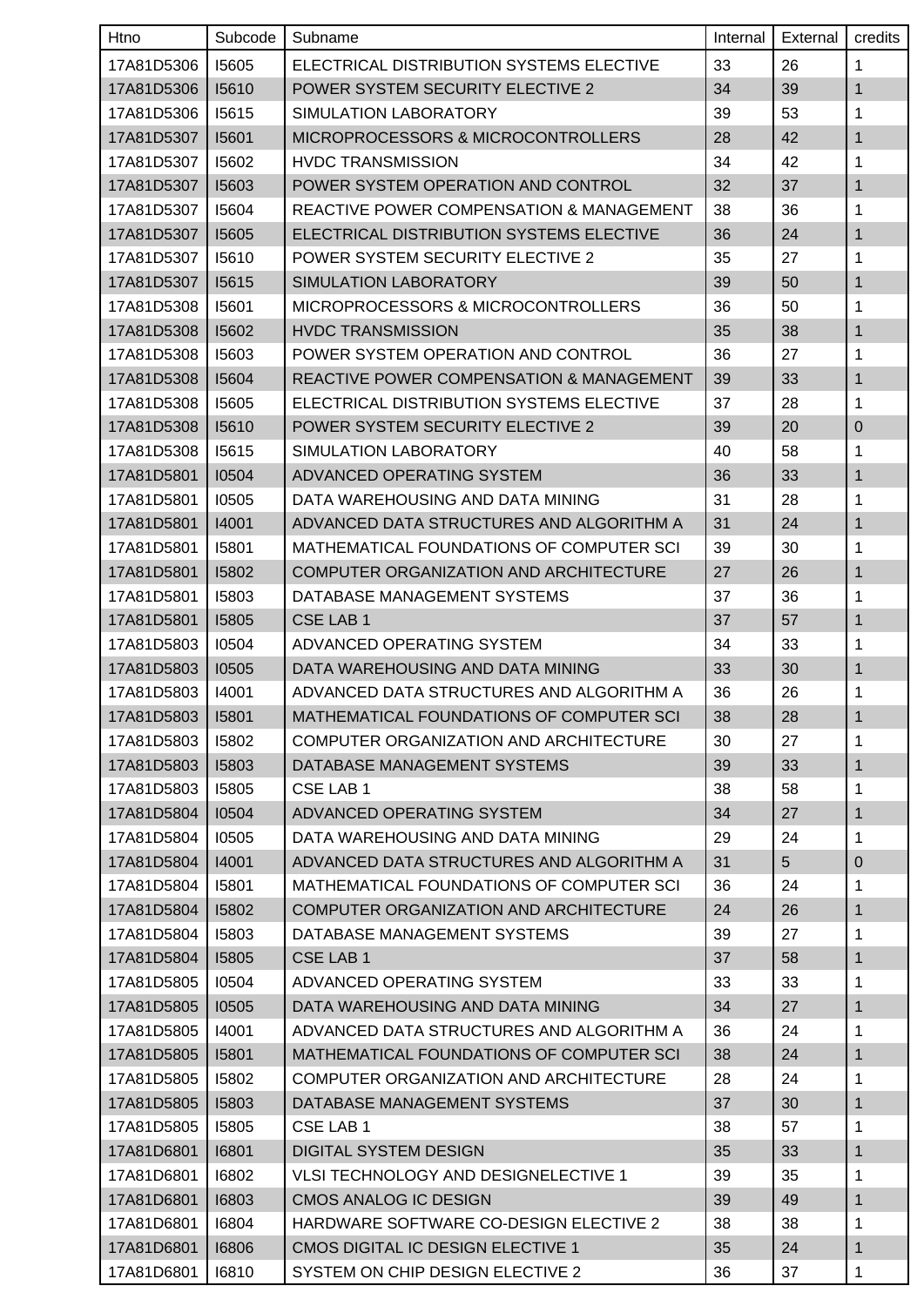| Htno | Subcode | Subname | Internal | External | credits |
|---|---|---|---|---|---|
| 17A81D5306 | I5605 | ELECTRICAL DISTRIBUTION SYSTEMS ELECTIVE | 33 | 26 | 1 |
| 17A81D5306 | I5610 | POWER SYSTEM SECURITY ELECTIVE 2 | 34 | 39 | 1 |
| 17A81D5306 | I5615 | SIMULATION LABORATORY | 39 | 53 | 1 |
| 17A81D5307 | I5601 | MICROPROCESSORS & MICROCONTROLLERS | 28 | 42 | 1 |
| 17A81D5307 | I5602 | HVDC TRANSMISSION | 34 | 42 | 1 |
| 17A81D5307 | I5603 | POWER SYSTEM OPERATION AND CONTROL | 32 | 37 | 1 |
| 17A81D5307 | I5604 | REACTIVE POWER COMPENSATION & MANAGEMENT | 38 | 36 | 1 |
| 17A81D5307 | I5605 | ELECTRICAL DISTRIBUTION SYSTEMS ELECTIVE | 36 | 24 | 1 |
| 17A81D5307 | I5610 | POWER SYSTEM SECURITY ELECTIVE 2 | 35 | 27 | 1 |
| 17A81D5307 | I5615 | SIMULATION LABORATORY | 39 | 50 | 1 |
| 17A81D5308 | I5601 | MICROPROCESSORS & MICROCONTROLLERS | 36 | 50 | 1 |
| 17A81D5308 | I5602 | HVDC TRANSMISSION | 35 | 38 | 1 |
| 17A81D5308 | I5603 | POWER SYSTEM OPERATION AND CONTROL | 36 | 27 | 1 |
| 17A81D5308 | I5604 | REACTIVE POWER COMPENSATION & MANAGEMENT | 39 | 33 | 1 |
| 17A81D5308 | I5605 | ELECTRICAL DISTRIBUTION SYSTEMS ELECTIVE | 37 | 28 | 1 |
| 17A81D5308 | I5610 | POWER SYSTEM SECURITY ELECTIVE 2 | 39 | 20 | 0 |
| 17A81D5308 | I5615 | SIMULATION LABORATORY | 40 | 58 | 1 |
| 17A81D5801 | I0504 | ADVANCED OPERATING SYSTEM | 36 | 33 | 1 |
| 17A81D5801 | I0505 | DATA WAREHOUSING AND DATA MINING | 31 | 28 | 1 |
| 17A81D5801 | I4001 | ADVANCED DATA STRUCTURES AND ALGORITHM A | 31 | 24 | 1 |
| 17A81D5801 | I5801 | MATHEMATICAL FOUNDATIONS OF COMPUTER SCI | 39 | 30 | 1 |
| 17A81D5801 | I5802 | COMPUTER ORGANIZATION AND ARCHITECTURE | 27 | 26 | 1 |
| 17A81D5801 | I5803 | DATABASE MANAGEMENT SYSTEMS | 37 | 36 | 1 |
| 17A81D5801 | I5805 | CSE LAB 1 | 37 | 57 | 1 |
| 17A81D5803 | I0504 | ADVANCED OPERATING SYSTEM | 34 | 33 | 1 |
| 17A81D5803 | I0505 | DATA WAREHOUSING AND DATA MINING | 33 | 30 | 1 |
| 17A81D5803 | I4001 | ADVANCED DATA STRUCTURES AND ALGORITHM A | 36 | 26 | 1 |
| 17A81D5803 | I5801 | MATHEMATICAL FOUNDATIONS OF COMPUTER SCI | 38 | 28 | 1 |
| 17A81D5803 | I5802 | COMPUTER ORGANIZATION AND ARCHITECTURE | 30 | 27 | 1 |
| 17A81D5803 | I5803 | DATABASE MANAGEMENT SYSTEMS | 39 | 33 | 1 |
| 17A81D5803 | I5805 | CSE LAB 1 | 38 | 58 | 1 |
| 17A81D5804 | I0504 | ADVANCED OPERATING SYSTEM | 34 | 27 | 1 |
| 17A81D5804 | I0505 | DATA WAREHOUSING AND DATA MINING | 29 | 24 | 1 |
| 17A81D5804 | I4001 | ADVANCED DATA STRUCTURES AND ALGORITHM A | 31 | 5 | 0 |
| 17A81D5804 | I5801 | MATHEMATICAL FOUNDATIONS OF COMPUTER SCI | 36 | 24 | 1 |
| 17A81D5804 | I5802 | COMPUTER ORGANIZATION AND ARCHITECTURE | 24 | 26 | 1 |
| 17A81D5804 | I5803 | DATABASE MANAGEMENT SYSTEMS | 39 | 27 | 1 |
| 17A81D5804 | I5805 | CSE LAB 1 | 37 | 58 | 1 |
| 17A81D5805 | I0504 | ADVANCED OPERATING SYSTEM | 33 | 33 | 1 |
| 17A81D5805 | I0505 | DATA WAREHOUSING AND DATA MINING | 34 | 27 | 1 |
| 17A81D5805 | I4001 | ADVANCED DATA STRUCTURES AND ALGORITHM A | 36 | 24 | 1 |
| 17A81D5805 | I5801 | MATHEMATICAL FOUNDATIONS OF COMPUTER SCI | 38 | 24 | 1 |
| 17A81D5805 | I5802 | COMPUTER ORGANIZATION AND ARCHITECTURE | 28 | 24 | 1 |
| 17A81D5805 | I5803 | DATABASE MANAGEMENT SYSTEMS | 37 | 30 | 1 |
| 17A81D5805 | I5805 | CSE LAB 1 | 38 | 57 | 1 |
| 17A81D6801 | I6801 | DIGITAL SYSTEM DESIGN | 35 | 33 | 1 |
| 17A81D6801 | I6802 | VLSI TECHNOLOGY AND DESIGNELECTIVE 1 | 39 | 35 | 1 |
| 17A81D6801 | I6803 | CMOS ANALOG IC DESIGN | 39 | 49 | 1 |
| 17A81D6801 | I6804 | HARDWARE SOFTWARE CO-DESIGN ELECTIVE 2 | 38 | 38 | 1 |
| 17A81D6801 | I6806 | CMOS DIGITAL IC DESIGN ELECTIVE 1 | 35 | 24 | 1 |
| 17A81D6801 | I6810 | SYSTEM ON CHIP DESIGN ELECTIVE 2 | 36 | 37 | 1 |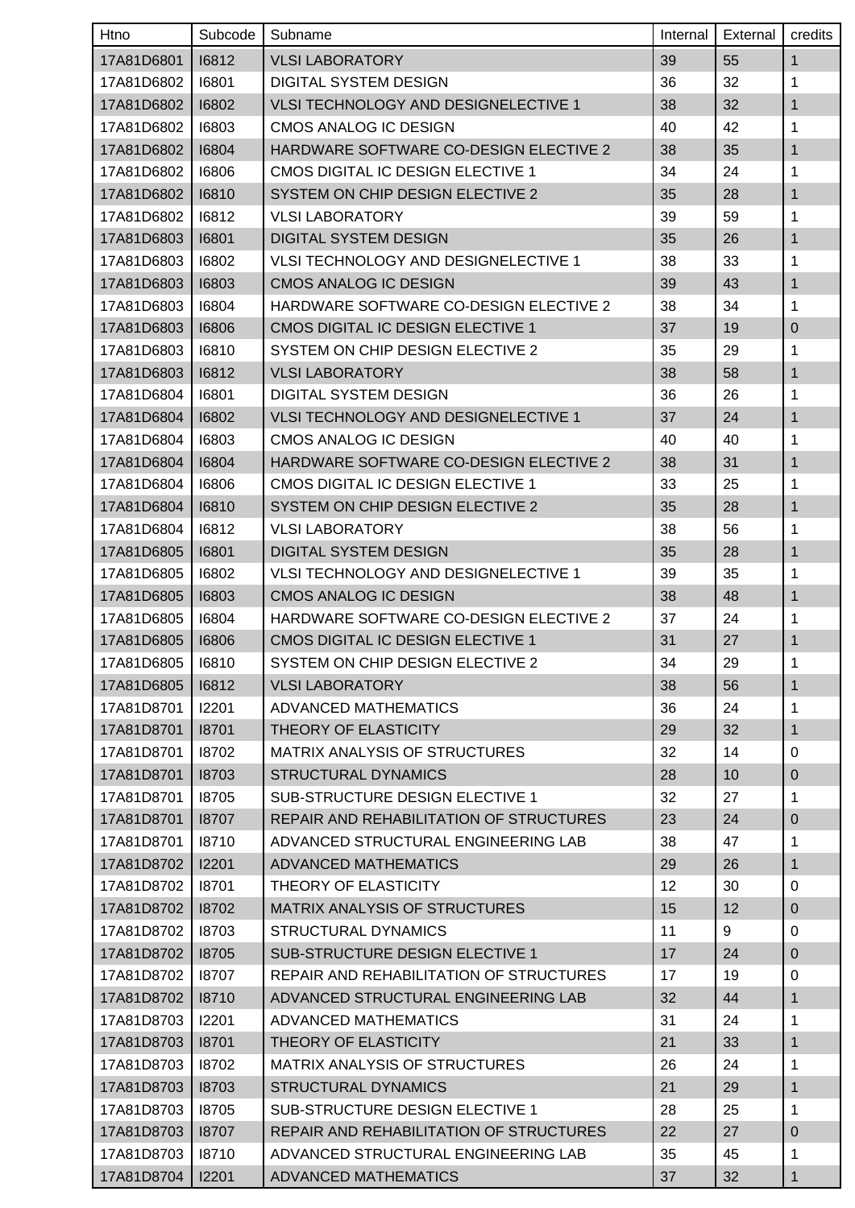| Htno | Subcode | Subname | Internal | External | credits |
|---|---|---|---|---|---|
| 17A81D6801 | I6812 | VLSI LABORATORY | 39 | 55 | 1 |
| 17A81D6802 | I6801 | DIGITAL SYSTEM DESIGN | 36 | 32 | 1 |
| 17A81D6802 | I6802 | VLSI TECHNOLOGY AND DESIGNELECTIVE 1 | 38 | 32 | 1 |
| 17A81D6802 | I6803 | CMOS ANALOG IC DESIGN | 40 | 42 | 1 |
| 17A81D6802 | I6804 | HARDWARE SOFTWARE CO-DESIGN ELECTIVE 2 | 38 | 35 | 1 |
| 17A81D6802 | I6806 | CMOS DIGITAL IC DESIGN ELECTIVE 1 | 34 | 24 | 1 |
| 17A81D6802 | I6810 | SYSTEM ON CHIP DESIGN ELECTIVE 2 | 35 | 28 | 1 |
| 17A81D6802 | I6812 | VLSI LABORATORY | 39 | 59 | 1 |
| 17A81D6803 | I6801 | DIGITAL SYSTEM DESIGN | 35 | 26 | 1 |
| 17A81D6803 | I6802 | VLSI TECHNOLOGY AND DESIGNELECTIVE 1 | 38 | 33 | 1 |
| 17A81D6803 | I6803 | CMOS ANALOG IC DESIGN | 39 | 43 | 1 |
| 17A81D6803 | I6804 | HARDWARE SOFTWARE CO-DESIGN ELECTIVE 2 | 38 | 34 | 1 |
| 17A81D6803 | I6806 | CMOS DIGITAL IC DESIGN ELECTIVE 1 | 37 | 19 | 0 |
| 17A81D6803 | I6810 | SYSTEM ON CHIP DESIGN ELECTIVE 2 | 35 | 29 | 1 |
| 17A81D6803 | I6812 | VLSI LABORATORY | 38 | 58 | 1 |
| 17A81D6804 | I6801 | DIGITAL SYSTEM DESIGN | 36 | 26 | 1 |
| 17A81D6804 | I6802 | VLSI TECHNOLOGY AND DESIGNELECTIVE 1 | 37 | 24 | 1 |
| 17A81D6804 | I6803 | CMOS ANALOG IC DESIGN | 40 | 40 | 1 |
| 17A81D6804 | I6804 | HARDWARE SOFTWARE CO-DESIGN ELECTIVE 2 | 38 | 31 | 1 |
| 17A81D6804 | I6806 | CMOS DIGITAL IC DESIGN ELECTIVE 1 | 33 | 25 | 1 |
| 17A81D6804 | I6810 | SYSTEM ON CHIP DESIGN ELECTIVE 2 | 35 | 28 | 1 |
| 17A81D6804 | I6812 | VLSI LABORATORY | 38 | 56 | 1 |
| 17A81D6805 | I6801 | DIGITAL SYSTEM DESIGN | 35 | 28 | 1 |
| 17A81D6805 | I6802 | VLSI TECHNOLOGY AND DESIGNELECTIVE 1 | 39 | 35 | 1 |
| 17A81D6805 | I6803 | CMOS ANALOG IC DESIGN | 38 | 48 | 1 |
| 17A81D6805 | I6804 | HARDWARE SOFTWARE CO-DESIGN ELECTIVE 2 | 37 | 24 | 1 |
| 17A81D6805 | I6806 | CMOS DIGITAL IC DESIGN ELECTIVE 1 | 31 | 27 | 1 |
| 17A81D6805 | I6810 | SYSTEM ON CHIP DESIGN ELECTIVE 2 | 34 | 29 | 1 |
| 17A81D6805 | I6812 | VLSI LABORATORY | 38 | 56 | 1 |
| 17A81D8701 | I2201 | ADVANCED MATHEMATICS | 36 | 24 | 1 |
| 17A81D8701 | I8701 | THEORY OF ELASTICITY | 29 | 32 | 1 |
| 17A81D8701 | I8702 | MATRIX ANALYSIS OF STRUCTURES | 32 | 14 | 0 |
| 17A81D8701 | I8703 | STRUCTURAL DYNAMICS | 28 | 10 | 0 |
| 17A81D8701 | I8705 | SUB-STRUCTURE DESIGN ELECTIVE 1 | 32 | 27 | 1 |
| 17A81D8701 | I8707 | REPAIR AND REHABILITATION OF STRUCTURES | 23 | 24 | 0 |
| 17A81D8701 | I8710 | ADVANCED STRUCTURAL ENGINEERING LAB | 38 | 47 | 1 |
| 17A81D8702 | I2201 | ADVANCED MATHEMATICS | 29 | 26 | 1 |
| 17A81D8702 | I8701 | THEORY OF ELASTICITY | 12 | 30 | 0 |
| 17A81D8702 | I8702 | MATRIX ANALYSIS OF STRUCTURES | 15 | 12 | 0 |
| 17A81D8702 | I8703 | STRUCTURAL DYNAMICS | 11 | 9 | 0 |
| 17A81D8702 | I8705 | SUB-STRUCTURE DESIGN ELECTIVE 1 | 17 | 24 | 0 |
| 17A81D8702 | I8707 | REPAIR AND REHABILITATION OF STRUCTURES | 17 | 19 | 0 |
| 17A81D8702 | I8710 | ADVANCED STRUCTURAL ENGINEERING LAB | 32 | 44 | 1 |
| 17A81D8703 | I2201 | ADVANCED MATHEMATICS | 31 | 24 | 1 |
| 17A81D8703 | I8701 | THEORY OF ELASTICITY | 21 | 33 | 1 |
| 17A81D8703 | I8702 | MATRIX ANALYSIS OF STRUCTURES | 26 | 24 | 1 |
| 17A81D8703 | I8703 | STRUCTURAL DYNAMICS | 21 | 29 | 1 |
| 17A81D8703 | I8705 | SUB-STRUCTURE DESIGN ELECTIVE 1 | 28 | 25 | 1 |
| 17A81D8703 | I8707 | REPAIR AND REHABILITATION OF STRUCTURES | 22 | 27 | 0 |
| 17A81D8703 | I8710 | ADVANCED STRUCTURAL ENGINEERING LAB | 35 | 45 | 1 |
| 17A81D8704 | I2201 | ADVANCED MATHEMATICS | 37 | 32 | 1 |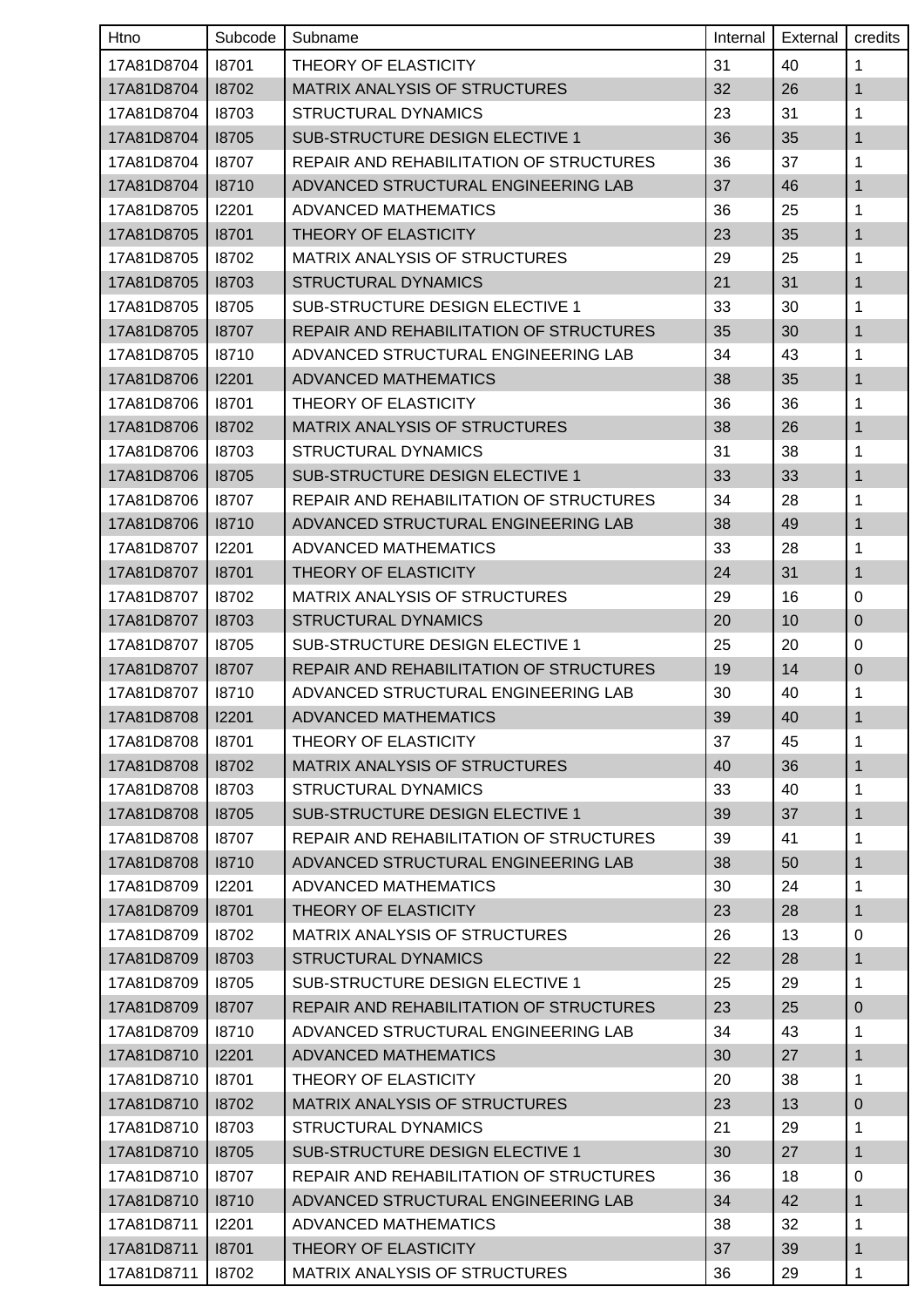| Htno | Subcode | Subname | Internal | External | credits |
|---|---|---|---|---|---|
| 17A81D8704 | I8701 | THEORY OF ELASTICITY | 31 | 40 | 1 |
| 17A81D8704 | I8702 | MATRIX ANALYSIS OF STRUCTURES | 32 | 26 | 1 |
| 17A81D8704 | I8703 | STRUCTURAL DYNAMICS | 23 | 31 | 1 |
| 17A81D8704 | I8705 | SUB-STRUCTURE DESIGN ELECTIVE 1 | 36 | 35 | 1 |
| 17A81D8704 | I8707 | REPAIR AND REHABILITATION OF STRUCTURES | 36 | 37 | 1 |
| 17A81D8704 | I8710 | ADVANCED STRUCTURAL ENGINEERING LAB | 37 | 46 | 1 |
| 17A81D8705 | I2201 | ADVANCED MATHEMATICS | 36 | 25 | 1 |
| 17A81D8705 | I8701 | THEORY OF ELASTICITY | 23 | 35 | 1 |
| 17A81D8705 | I8702 | MATRIX ANALYSIS OF STRUCTURES | 29 | 25 | 1 |
| 17A81D8705 | I8703 | STRUCTURAL DYNAMICS | 21 | 31 | 1 |
| 17A81D8705 | I8705 | SUB-STRUCTURE DESIGN ELECTIVE 1 | 33 | 30 | 1 |
| 17A81D8705 | I8707 | REPAIR AND REHABILITATION OF STRUCTURES | 35 | 30 | 1 |
| 17A81D8705 | I8710 | ADVANCED STRUCTURAL ENGINEERING LAB | 34 | 43 | 1 |
| 17A81D8706 | I2201 | ADVANCED MATHEMATICS | 38 | 35 | 1 |
| 17A81D8706 | I8701 | THEORY OF ELASTICITY | 36 | 36 | 1 |
| 17A81D8706 | I8702 | MATRIX ANALYSIS OF STRUCTURES | 38 | 26 | 1 |
| 17A81D8706 | I8703 | STRUCTURAL DYNAMICS | 31 | 38 | 1 |
| 17A81D8706 | I8705 | SUB-STRUCTURE DESIGN ELECTIVE 1 | 33 | 33 | 1 |
| 17A81D8706 | I8707 | REPAIR AND REHABILITATION OF STRUCTURES | 34 | 28 | 1 |
| 17A81D8706 | I8710 | ADVANCED STRUCTURAL ENGINEERING LAB | 38 | 49 | 1 |
| 17A81D8707 | I2201 | ADVANCED MATHEMATICS | 33 | 28 | 1 |
| 17A81D8707 | I8701 | THEORY OF ELASTICITY | 24 | 31 | 1 |
| 17A81D8707 | I8702 | MATRIX ANALYSIS OF STRUCTURES | 29 | 16 | 0 |
| 17A81D8707 | I8703 | STRUCTURAL DYNAMICS | 20 | 10 | 0 |
| 17A81D8707 | I8705 | SUB-STRUCTURE DESIGN ELECTIVE 1 | 25 | 20 | 0 |
| 17A81D8707 | I8707 | REPAIR AND REHABILITATION OF STRUCTURES | 19 | 14 | 0 |
| 17A81D8707 | I8710 | ADVANCED STRUCTURAL ENGINEERING LAB | 30 | 40 | 1 |
| 17A81D8708 | I2201 | ADVANCED MATHEMATICS | 39 | 40 | 1 |
| 17A81D8708 | I8701 | THEORY OF ELASTICITY | 37 | 45 | 1 |
| 17A81D8708 | I8702 | MATRIX ANALYSIS OF STRUCTURES | 40 | 36 | 1 |
| 17A81D8708 | I8703 | STRUCTURAL DYNAMICS | 33 | 40 | 1 |
| 17A81D8708 | I8705 | SUB-STRUCTURE DESIGN ELECTIVE 1 | 39 | 37 | 1 |
| 17A81D8708 | I8707 | REPAIR AND REHABILITATION OF STRUCTURES | 39 | 41 | 1 |
| 17A81D8708 | I8710 | ADVANCED STRUCTURAL ENGINEERING LAB | 38 | 50 | 1 |
| 17A81D8709 | I2201 | ADVANCED MATHEMATICS | 30 | 24 | 1 |
| 17A81D8709 | I8701 | THEORY OF ELASTICITY | 23 | 28 | 1 |
| 17A81D8709 | I8702 | MATRIX ANALYSIS OF STRUCTURES | 26 | 13 | 0 |
| 17A81D8709 | I8703 | STRUCTURAL DYNAMICS | 22 | 28 | 1 |
| 17A81D8709 | I8705 | SUB-STRUCTURE DESIGN ELECTIVE 1 | 25 | 29 | 1 |
| 17A81D8709 | I8707 | REPAIR AND REHABILITATION OF STRUCTURES | 23 | 25 | 0 |
| 17A81D8709 | I8710 | ADVANCED STRUCTURAL ENGINEERING LAB | 34 | 43 | 1 |
| 17A81D8710 | I2201 | ADVANCED MATHEMATICS | 30 | 27 | 1 |
| 17A81D8710 | I8701 | THEORY OF ELASTICITY | 20 | 38 | 1 |
| 17A81D8710 | I8702 | MATRIX ANALYSIS OF STRUCTURES | 23 | 13 | 0 |
| 17A81D8710 | I8703 | STRUCTURAL DYNAMICS | 21 | 29 | 1 |
| 17A81D8710 | I8705 | SUB-STRUCTURE DESIGN ELECTIVE 1 | 30 | 27 | 1 |
| 17A81D8710 | I8707 | REPAIR AND REHABILITATION OF STRUCTURES | 36 | 18 | 0 |
| 17A81D8710 | I8710 | ADVANCED STRUCTURAL ENGINEERING LAB | 34 | 42 | 1 |
| 17A81D8711 | I2201 | ADVANCED MATHEMATICS | 38 | 32 | 1 |
| 17A81D8711 | I8701 | THEORY OF ELASTICITY | 37 | 39 | 1 |
| 17A81D8711 | I8702 | MATRIX ANALYSIS OF STRUCTURES | 36 | 29 | 1 |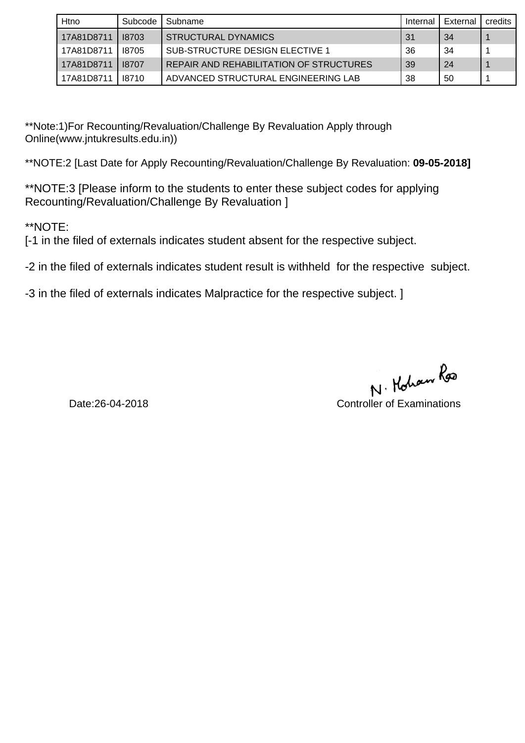| Htno | Subcode | Subname | Internal | External | credits |
|---|---|---|---|---|---|
| 17A81D8711 | I8703 | STRUCTURAL DYNAMICS | 31 | 34 | 1 |
| 17A81D8711 | I8705 | SUB-STRUCTURE DESIGN ELECTIVE 1 | 36 | 34 | 1 |
| 17A81D8711 | I8707 | REPAIR AND REHABILITATION OF STRUCTURES | 39 | 24 | 1 |
| 17A81D8711 | I8710 | ADVANCED STRUCTURAL ENGINEERING LAB | 38 | 50 | 1 |

**Note:1)For Recounting/Revaluation/Challenge By Revaluation Apply through Online(www.jntukresults.edu.in))

**NOTE:2 [Last Date for Apply Recounting/Revaluation/Challenge By Revaluation: **09-05-2018]**

**NOTE:3 [Please inform to the students to enter these subject codes for applying Recounting/Revaluation/Challenge By Revaluation ]

**NOTE:
[-1 in the filed of externals indicates student absent for the respective subject.

-2 in the filed of externals indicates student result is withheld for the respective subject.

-3 in the filed of externals indicates Malpractice for the respective subject. ]

N. Mohan Rao

Date:26-04-2018 Controller of Examinations